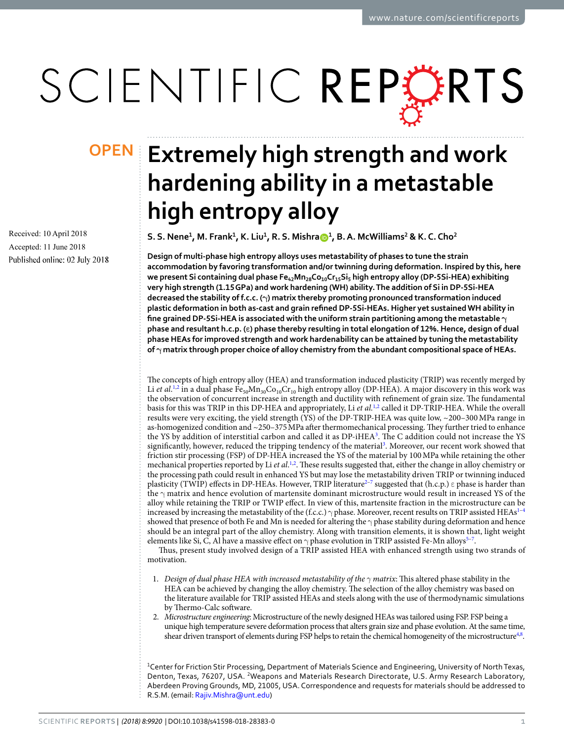OPEN

# Extremely high strength and work hardening ability in a metastable high entropy alloy

Received: 10 April 2018

Accepted: 11 June 2018

Published online: 02 July 2018

**S. S. Nene[1], M. Frank[1], K. Liu[1], R. S. Mishra[1], B. A. McWilliams[2] & K. C. Cho[2]**

**Design of multi-phase high entropy alloys uses metastability of phases to tune the strain accommodation by favoring transformation and/or twinning during deformation. Inspired by this, here we present Si containing dual phase $Fe_{42}Mn_{28}Co_{10}Cr_{15}Si_5$ high entropy alloy (DP-5Si-HEA) exhibiting very high strength (1.15 GPa) and work hardening (WH) ability. The addition of Si in DP-5Si-HEA decreased the stability of f.c.c. (γ) matrix thereby promoting pronounced transformation induced plastic deformation in both as-cast and grain refined DP-5Si-HEAs. Higher yet sustained WH ability in fine grained DP-5Si-HEA is associated with the uniform strain partitioning among the metastable γ phase and resultant h.c.p. (ε) phase thereby resulting in total elongation of 12%. Hence, design of dual phase HEAs for improved strength and work hardenability can be attained by tuning the metastability of γ matrix through proper choice of alloy chemistry from the abundant compositional space of HEAs.**

The concepts of high entropy alloy (HEA) and transformation induced plasticity (TRIP) was recently merged by Li *et al.*[1,2] in a dual phase $Fe_{50}Mn_{30}Co_{10}Cr_{10}$ high entropy alloy (DP-HEA). A major discovery in this work was the observation of concurrent increase in strength and ductility with refinement of grain size. The fundamental basis for this was TRIP in this DP-HEA and appropriately, Li *et al.*[1,2] called it DP-TRIP-HEA. While the overall results were very exciting, the yield strength (YS) of the DP-TRIP-HEA was quite low, ~200–300 MPa range in as-homogenized condition and ~250–375 MPa after thermomechanical processing. They further tried to enhance the YS by addition of interstitial carbon and called it as DP-iHEA[3]. The C addition could not increase the YS significantly, however, reduced the tripping tendency of the material[3]. Moreover, our recent work showed that friction stir processing (FSP) of DP-HEA increased the YS of the material by 100 MPa while retaining the other mechanical properties reported by Li *et al.*[1,2]. These results suggested that, either the change in alloy chemistry or the processing path could result in enhanced YS but may lose the metastability driven TRIP or twinning induced plasticity (TWIP) effects in DP-HEAs. However, TRIP literature[2–7] suggested that (h.c.p.) ε phase is harder than the γ matrix and hence evolution of martensite dominant microstructure would result in increased YS of the alloy while retaining the TRIP or TWIP effect. In view of this, martensite fraction in the microstructure can be increased by increasing the metastability of the (f.c.c.) γ phase. Moreover, recent results on TRIP assisted HEAs[1–4] showed that presence of both Fe and Mn is needed for altering the γ phase stability during deformation and hence should be an integral part of the alloy chemistry. Along with transition elements, it is shown that, light weight elements like Si, C, Al have a massive effect on γ phase evolution in TRIP assisted Fe-Mn alloys[5–7].

Thus, present study involved design of a TRIP assisted HEA with enhanced strength using two strands of motivation.

1. *Design of dual phase HEA with increased metastability of the γ matrix*: This altered phase stability in the HEA can be achieved by changing the alloy chemistry. The selection of the alloy chemistry was based on the literature available for TRIP assisted HEAs and steels along with the use of thermodynamic simulations by Thermo-Calc software.
2. *Microstructure engineering*: Microstructure of the newly designed HEAs was tailored using FSP. FSP being a unique high temperature severe deformation process that alters grain size and phase evolution. At the same time, shear driven transport of elements during FSP helps to retain the chemical homogeneity of the microstructure[4,8].

[1]Center for Friction Stir Processing, Department of Materials Science and Engineering, University of North Texas, Denton, Texas, 76207, USA. [2]Weapons and Materials Research Directorate, U.S. Army Research Laboratory, Aberdeen Proving Grounds, MD, 21005, USA. Correspondence and requests for materials should be addressed to R.S.M. (email: Rajiv.Mishra@unt.edu)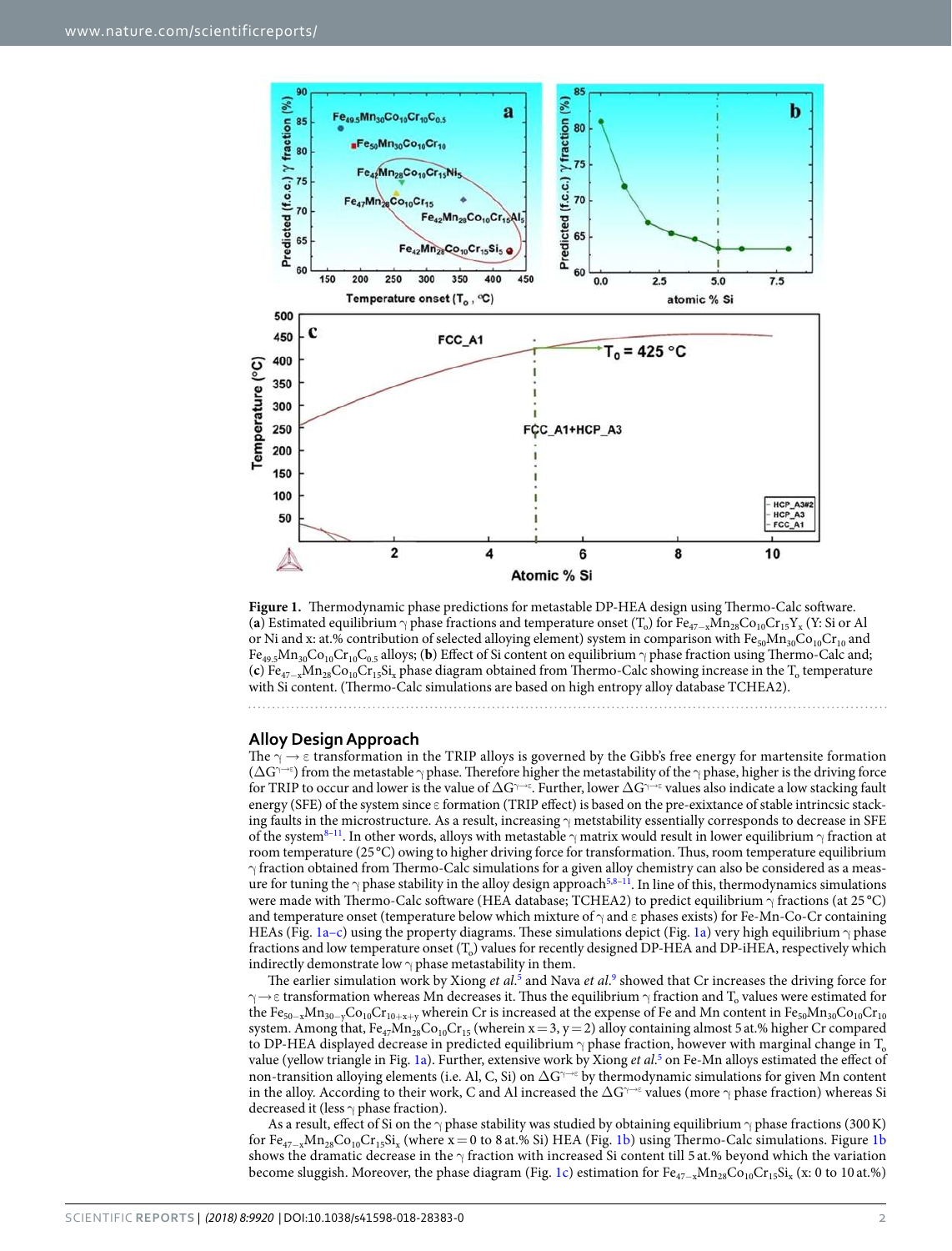**Figure 1.** Thermodynamic phase predictions for metastable DP-HEA design using Thermo-Calc software. (**a**) Estimated equilibrium γ phase fractions and temperature onset ($T_o$) for $Fe_{47-x}Mn_{28}Co_{10}Cr_{15}Y_x$ (Y: Si or Al or Ni and x: at.% contribution of selected alloying element) system in comparison with $Fe_{50}Mn_{30}Co_{10}Cr_{10}$ and $Fe_{49.5}Mn_{30}Co_{10}Cr_{10}C_{0.5}$ alloys; (**b**) Effect of Si content on equilibrium γ phase fraction using Thermo-Calc and; (**c**) $Fe_{47-x}Mn_{28}Co_{10}Cr_{15}Si_x$ phase diagram obtained from Thermo-Calc showing increase in the $T_o$ temperature with Si content. (Thermo-Calc simulations are based on high entropy alloy database TCHEA2).

## Alloy Design Approach

The $\gamma \rightarrow \varepsilon$ transformation in the TRIP alloys is governed by the Gibb's free energy for martensite formation ($\Delta G^{\gamma \rightarrow \varepsilon}$) from the metastable γ phase. Therefore higher the metastability of the γ phase, higher is the driving force for TRIP to occur and lower is the value of $\Delta G^{\gamma \rightarrow \varepsilon}$. Further, lower $\Delta G^{\gamma \rightarrow \varepsilon}$ values also indicate a low stacking fault energy (SFE) of the system since ε formation (TRIP effect) is based on the pre-exixtance of stable intrincsic stacking faults in the microstructure. As a result, increasing γ metstability essentially corresponds to decrease in SFE of the system[8–11]. In other words, alloys with metastable γ matrix would result in lower equilibrium γ fraction at room temperature (25 °C) owing to higher driving force for transformation. Thus, room temperature equilibrium γ fraction obtained from Thermo-Calc simulations for a given alloy chemistry can also be considered as a measure for tuning the γ phase stability in the alloy design approach[5,8–11]. In line of this, thermodynamics simulations were made with Thermo-Calc software (HEA database; TCHEA2) to predict equilibrium γ fractions (at 25 °C) and temperature onset (temperature below which mixture of γ and ε phases exists) for Fe-Mn-Co-Cr containing HEAs (Fig. 1a–c) using the property diagrams. These simulations depict (Fig. 1a) very high equilibrium γ phase fractions and low temperature onset ($T_o$) values for recently designed DP-HEA and DP-iHEA, respectively which indirectly demonstrate low γ phase metastability in them.

The earlier simulation work by Xiong *et al.*[5] and Nava *et al.*[9] showed that Cr increases the driving force for $\gamma \rightarrow \varepsilon$ transformation whereas Mn decreases it. Thus the equilibrium γ fraction and $T_o$ values were estimated for the $Fe_{50-x}Mn_{30-y}Co_{10}Cr_{10+x+y}$ system wherein Cr is increased at the expense of Fe and Mn content in $Fe_{50}Mn_{30}Co_{10}Cr_{10}$ system. Among that, $Fe_{47}Mn_{28}Co_{10}Cr_{15}$ (wherein x = 3, y = 2) alloy containing almost 5 at.% higher Cr compared to DP-HEA displayed decrease in predicted equilibrium γ phase fraction, however with marginal change in $T_o$ value (yellow triangle in Fig. 1a). Further, extensive work by Xiong *et al.*[5] on Fe-Mn alloys estimated the effect of non-transition alloying elements (i.e. Al, C, Si) on $\Delta G^{\gamma \rightarrow \varepsilon}$ by thermodynamic simulations for given Mn content in the alloy. According to their work, C and Al increased the $\Delta G^{\gamma \rightarrow \varepsilon}$ values (more γ phase fraction) whereas Si decreased it (less γ phase fraction).

As a result, effect of Si on the γ phase stability was studied by obtaining equilibrium γ phase fractions (300 K) for $Fe_{47-x}Mn_{28}Co_{10}Cr_{15}Si_x$ (where x = 0 to 8 at.% Si) HEA (Fig. 1b) using Thermo-Calc simulations. Figure 1b shows the dramatic decrease in the γ fraction with increased Si content till 5 at.% beyond which the variation become sluggish. Moreover, the phase diagram (Fig. 1c) estimation for $Fe_{47-x}Mn_{28}Co_{10}Cr_{15}Si_x$ (x: 0 to 10 at.%)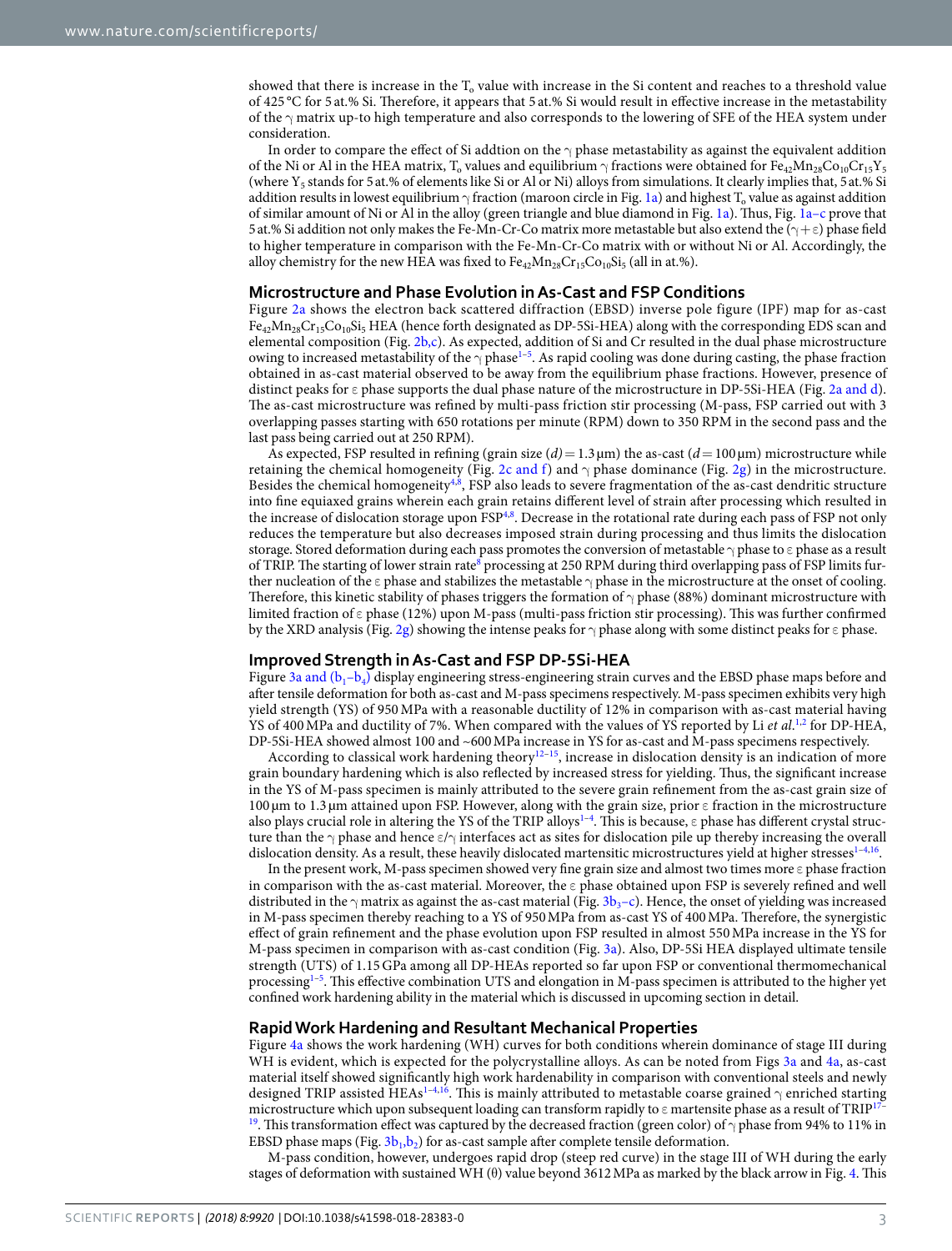showed that there is increase in the $T_o$ value with increase in the Si content and reaches to a threshold value of 425 °C for 5 at.% Si. Therefore, it appears that 5 at.% Si would result in effective increase in the metastability of the γ matrix up-to high temperature and also corresponds to the lowering of SFE of the HEA system under consideration.

In order to compare the effect of Si addtion on the γ phase metastability as against the equivalent addition of the Ni or Al in the HEA matrix, $T_o$ values and equilibrium γ fractions were obtained for $Fe_{42}Mn_{28}Co_{10}Cr_{15}Y_5$ (where $Y_5$ stands for 5 at.% of elements like Si or Al or Ni) alloys from simulations. It clearly implies that, 5 at.% Si addition results in lowest equilibrium γ fraction (maroon circle in Fig. 1a) and highest $T_o$ value as against addition of similar amount of Ni or Al in the alloy (green triangle and blue diamond in Fig. 1a). Thus, Fig. 1a–c prove that 5 at.% Si addition not only makes the Fe-Mn-Cr-Co matrix more metastable but also extend the (γ + ε) phase field to higher temperature in comparison with the Fe-Mn-Cr-Co matrix with or without Ni or Al. Accordingly, the alloy chemistry for the new HEA was fixed to $Fe_{42}Mn_{28}Cr_{15}Co_{10}Si_5$ (all in at.%).

## Microstructure and Phase Evolution in As-Cast and FSP Conditions

Figure 2a shows the electron back scattered diffraction (EBSD) inverse pole figure (IPF) map for as-cast $Fe_{42}Mn_{28}Cr_{15}Co_{10}Si_5$ HEA (hence forth designated as DP-5Si-HEA) along with the corresponding EDS scan and elemental composition (Fig. 2b,c). As expected, addition of Si and Cr resulted in the dual phase microstructure owing to increased metastability of the γ phase[1–5]. As rapid cooling was done during casting, the phase fraction obtained in as-cast material observed to be away from the equilibrium phase fractions. However, presence of distinct peaks for ε phase supports the dual phase nature of the microstructure in DP-5Si-HEA (Fig. 2a and d). The as-cast microstructure was refined by multi-pass friction stir processing (M-pass, FSP carried out with 3 overlapping passes starting with 650 rotations per minute (RPM) down to 350 RPM in the second pass and the last pass being carried out at 250 RPM).

As expected, FSP resulted in refining (grain size ($d$) = 1.3 μm) the as-cast ($d$ = 100 μm) microstructure while retaining the chemical homogeneity (Fig. 2c and f) and γ phase dominance (Fig. 2g) in the microstructure. Besides the chemical homogeneity[4,8], FSP also leads to severe fragmentation of the as-cast dendritic structure into fine equiaxed grains wherein each grain retains different level of strain after processing which resulted in the increase of dislocation storage upon FSP[4,8]. Decrease in the rotational rate during each pass of FSP not only reduces the temperature but also decreases imposed strain during processing and thus limits the dislocation storage. Stored deformation during each pass promotes the conversion of metastable γ phase to ε phase as a result of TRIP. The starting of lower strain rate[8] processing at 250 RPM during third overlapping pass of FSP limits further nucleation of the ε phase and stabilizes the metastable γ phase in the microstructure at the onset of cooling. Therefore, this kinetic stability of phases triggers the formation of γ phase (88%) dominant microstructure with limited fraction of ε phase (12%) upon M-pass (multi-pass friction stir processing). This was further confirmed by the XRD analysis (Fig. 2g) showing the intense peaks for γ phase along with some distinct peaks for ε phase.

## Improved Strength in As-Cast and FSP DP-5Si-HEA

Figure 3a and ($b_1$–$b_4$) display engineering stress-engineering strain curves and the EBSD phase maps before and after tensile deformation for both as-cast and M-pass specimens respectively. M-pass specimen exhibits very high yield strength (YS) of 950 MPa with a reasonable ductility of 12% in comparison with as-cast material having YS of 400 MPa and ductility of 7%. When compared with the values of YS reported by Li *et al.*[1,2] for DP-HEA, DP-5Si-HEA showed almost 100 and ~600 MPa increase in YS for as-cast and M-pass specimens respectively.

According to classical work hardening theory[12–15], increase in dislocation density is an indication of more grain boundary hardening which is also reflected by increased stress for yielding. Thus, the significant increase in the YS of M-pass specimen is mainly attributed to the severe grain refinement from the as-cast grain size of 100 μm to 1.3 μm attained upon FSP. However, along with the grain size, prior ε fraction in the microstructure also plays crucial role in altering the YS of the TRIP alloys[1–4]. This is because, ε phase has different crystal structure than the γ phase and hence ε/γ interfaces act as sites for dislocation pile up thereby increasing the overall dislocation density. As a result, these heavily dislocated martensitic microstructures yield at higher stresses[1–4,16].

In the present work, M-pass specimen showed very fine grain size and almost two times more ε phase fraction in comparison with the as-cast material. Moreover, the ε phase obtained upon FSP is severely refined and well distributed in the γ matrix as against the as-cast material (Fig. $3b_3$–c). Hence, the onset of yielding was increased in M-pass specimen thereby reaching to a YS of 950 MPa from as-cast YS of 400 MPa. Therefore, the synergistic effect of grain refinement and the phase evolution upon FSP resulted in almost 550 MPa increase in the YS for M-pass specimen in comparison with as-cast condition (Fig. 3a). Also, DP-5Si HEA displayed ultimate tensile strength (UTS) of 1.15 GPa among all DP-HEAs reported so far upon FSP or conventional thermomechanical processing[1–5]. This effective combination UTS and elongation in M-pass specimen is attributed to the higher yet confined work hardening ability in the material which is discussed in upcoming section in detail.

## Rapid Work Hardening and Resultant Mechanical Properties

Figure 4a shows the work hardening (WH) curves for both conditions wherein dominance of stage III during WH is evident, which is expected for the polycrystalline alloys. As can be noted from Figs 3a and 4a, as-cast material itself showed significantly high work hardenability in comparison with conventional steels and newly designed TRIP assisted HEAs[1–4,16]. This is mainly attributed to metastable coarse grained γ enriched starting microstructure which upon subsequent loading can transform rapidly to ε martensite phase as a result of TRIP[17–19]. This transformation effect was captured by the decreased fraction (green color) of γ phase from 94% to 11% in EBSD phase maps (Fig. $3b_1$,$b_2$) for as-cast sample after complete tensile deformation.

M-pass condition, however, undergoes rapid drop (steep red curve) in the stage III of WH during the early stages of deformation with sustained WH (θ) value beyond 3612 MPa as marked by the black arrow in Fig. 4. This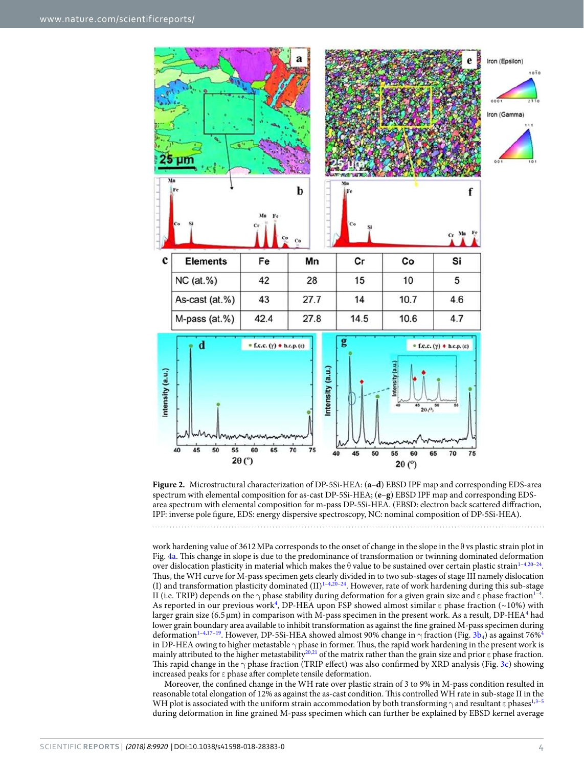| Elements | Fe | Mn | Cr | Co | Si |
|---|---|---|---|---|---|
| NC (at.%) | 42 | 28 | 15 | 10 | 5 |
| As-cast (at.%) | 43 | 27.7 | 14 | 10.7 | 4.6 |
| M-pass (at.%) | 42.4 | 27.8 | 14.5 | 10.6 | 4.7 |

**Figure 2.** Microstructural characterization of DP-5Si-HEA: (**a**–**d**) EBSD IPF map and corresponding EDS-area spectrum with elemental composition for as-cast DP-5Si-HEA; (**e**–**g**) EBSD IPF map and corresponding EDS-area spectrum with elemental composition for m-pass DP-5Si-HEA. (EBSD: electron back scattered diffraction, IPF: inverse pole figure, EDS: energy dispersive spectroscopy, NC: nominal composition of DP-5Si-HEA).

work hardening value of 3612 MPa corresponds to the onset of change in the slope in the θ vs plastic strain plot in Fig. 4a. This change in slope is due to the predominance of transformation or twinning dominated deformation over dislocation plasticity in material which makes the θ value to be sustained over certain plastic strain[1–4,20–24]. Thus, the WH curve for M-pass specimen gets clearly divided in to two sub-stages of stage III namely dislocation (I) and transformation plasticity dominated (II)[1–4,20–24]. However, rate of work hardening during this sub-stage II (i.e. TRIP) depends on the γ phase stability during deformation for a given grain size and ε phase fraction[1–4]. As reported in our previous work[4], DP-HEA upon FSP showed almost similar ε phase fraction (~10%) with larger grain size (6.5 μm) in comparison with M-pass specimen in the present work. As a result, DP-HEA[4] had lower grain boundary area available to inhibit transformation as against the fine grained M-pass specimen during deformation[1–4,17–19]. However, DP-5Si-HEA showed almost 90% change in γ fraction (Fig. 3b$_4$) as against 76%[4] in DP-HEA owing to higher metastable γ phase in former. Thus, the rapid work hardening in the present work is mainly attributed to the higher metastability[20,21] of the matrix rather than the grain size and prior ε phase fraction. This rapid change in the γ phase fraction (TRIP effect) was also confirmed by XRD analysis (Fig. 3c) showing increased peaks for ε phase after complete tensile deformation.

Moreover, the confined change in the WH rate over plastic strain of 3 to 9% in M-pass condition resulted in reasonable total elongation of 12% as against the as-cast condition. This controlled WH rate in sub-stage II in the WH plot is associated with the uniform strain accommodation by both transforming γ and resultant ε phases[1,3–5] during deformation in fine grained M-pass specimen which can further be explained by EBSD kernel average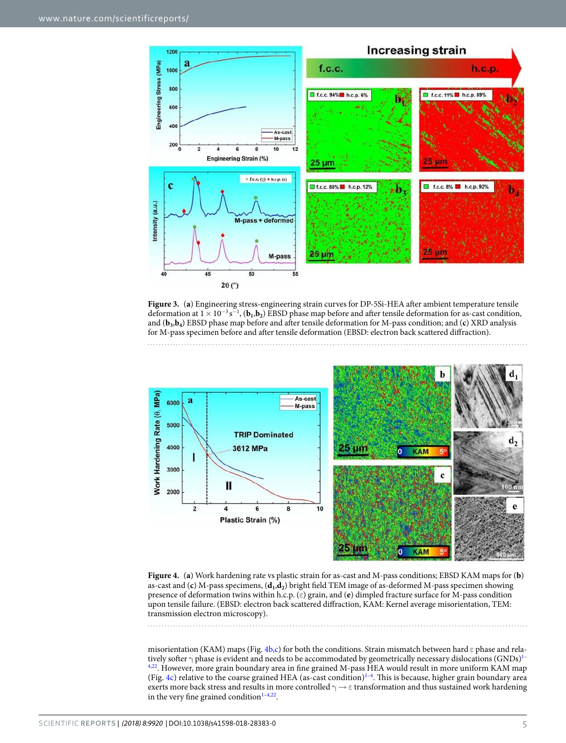**Figure 3.** (**a**) Engineering stress-engineering strain curves for DP-5Si-HEA after ambient temperature tensile deformation at $1 \times 10^{-3}\,s^{-1}$, (**b₁**,**b₂**) EBSD phase map before and after tensile deformation for as-cast condition, and (**b₃**,**b₄**) EBSD phase map before and after tensile deformation for M-pass condition; and (**c**) XRD analysis for M-pass specimen before and after tensile deformation (EBSD: electron back scattered diffraction).

**Figure 4.** (**a**) Work hardening rate vs plastic strain for as-cast and M-pass conditions; EBSD KAM maps for (**b**) as-cast and (**c**) M-pass specimens, (**d₁**,**d₂**) bright field TEM image of as-deformed M-pass specimen showing presence of deformation twins within h.c.p. (ε) grain, and (**e**) dimpled fracture surface for M-pass condition upon tensile failure. (EBSD: electron back scattered diffraction, KAM: Kernel average misorientation, TEM: transmission electron microscopy).

misorientation (KAM) maps (Fig. 4b,c) for both the conditions. Strain mismatch between hard ε phase and relatively softer γ phase is evident and needs to be accommodated by geometrically necessary dislocations (GNDs)[1–4,22]. However, more grain boundary area in fine grained M-pass HEA would result in more uniform KAM map (Fig. 4c) relative to the coarse grained HEA (as-cast condition)[1–4]. This is because, higher grain boundary area exerts more back stress and results in more controlled γ → ε transformation and thus sustained work hardening in the very fine grained condition[1–4,22].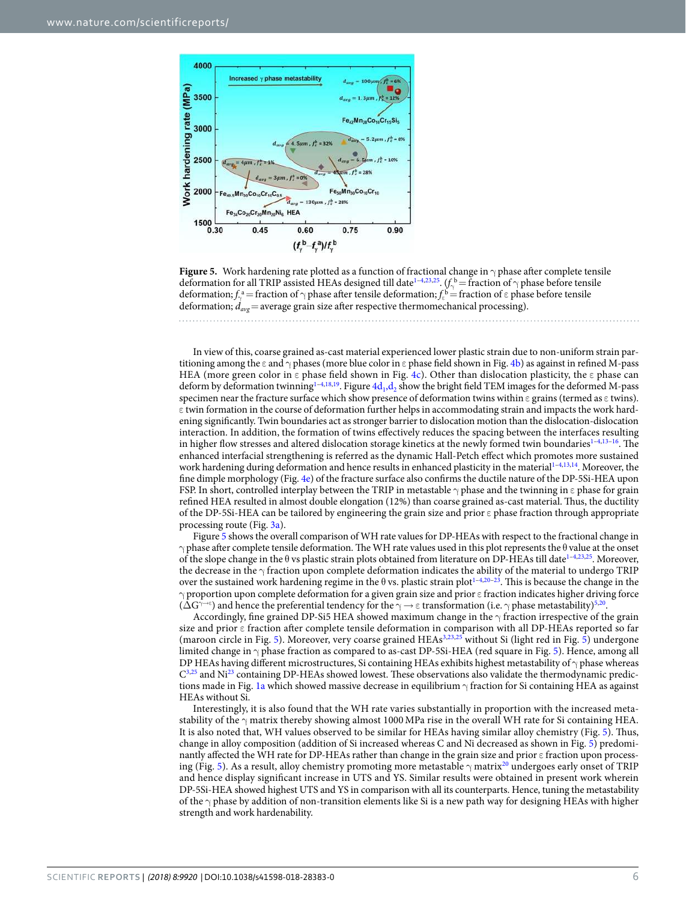**Figure 5.** Work hardening rate plotted as a function of fractional change in γ phase after complete tensile deformation for all TRIP assisted HEAs designed till date[1–4,23,25]. ($f_\gamma^b$ = fraction of γ phase before tensile deformation; $f_\gamma^a$ = fraction of γ phase after tensile deformation; $f_\varepsilon^b$ = fraction of ε phase before tensile deformation; $d_{avg}$ = average grain size after respective thermomechanical processing).

In view of this, coarse grained as-cast material experienced lower plastic strain due to non-uniform strain partitioning among the ε and γ phases (more blue color in ε phase field shown in Fig. 4b) as against in refined M-pass HEA (more green color in ε phase field shown in Fig. 4c). Other than dislocation plasticity, the ε phase can deform by deformation twinning[1–4,18,19]. Figure 4d₁,d₂ show the bright field TEM images for the deformed M-pass specimen near the fracture surface which show presence of deformation twins within ε grains (termed as ε twins). ε twin formation in the course of deformation further helps in accommodating strain and impacts the work hardening significantly. Twin boundaries act as stronger barrier to dislocation motion than the dislocation-dislocation interaction. In addition, the formation of twins effectively reduces the spacing between the interfaces resulting in higher flow stresses and altered dislocation storage kinetics at the newly formed twin boundaries[1–4,13–16]. The enhanced interfacial strengthening is referred as the dynamic Hall-Petch effect which promotes more sustained work hardening during deformation and hence results in enhanced plasticity in the material[1–4,13,14]. Moreover, the fine dimple morphology (Fig. 4e) of the fracture surface also confirms the ductile nature of the DP-5Si-HEA upon FSP. In short, controlled interplay between the TRIP in metastable γ phase and the twinning in ε phase for grain refined HEA resulted in almost double elongation (12%) than coarse grained as-cast material. Thus, the ductility of the DP-5Si-HEA can be tailored by engineering the grain size and prior ε phase fraction through appropriate processing route (Fig. 3a).

Figure 5 shows the overall comparison of WH rate values for DP-HEAs with respect to the fractional change in γ phase after complete tensile deformation. The WH rate values used in this plot represents the θ value at the onset of the slope change in the θ vs plastic strain plots obtained from literature on DP-HEAs till date[1–4,23,25]. Moreover, the decrease in the γ fraction upon complete deformation indicates the ability of the material to undergo TRIP over the sustained work hardening regime in the θ vs. plastic strain plot[1–4,20–23]. This is because the change in the γ proportion upon complete deformation for a given grain size and prior ε fraction indicates higher driving force ($\Delta G^{\gamma \to \varepsilon}$) and hence the preferential tendency for the γ → ε transformation (i.e. γ phase metastability)[5,20].

Accordingly, fine grained DP-Si5 HEA showed maximum change in the γ fraction irrespective of the grain size and prior ε fraction after complete tensile deformation in comparison with all DP-HEAs reported so far (maroon circle in Fig. 5). Moreover, very coarse grained HEAs[3,23,25] without Si (light red in Fig. 5) undergone limited change in γ phase fraction as compared to as-cast DP-5Si-HEA (red square in Fig. 5). Hence, among all DP HEAs having different microstructures, Si containing HEAs exhibits highest metastability of γ phase whereas C[3,25] and Ni[23] containing DP-HEAs showed lowest. These observations also validate the thermodynamic predictions made in Fig. 1a which showed massive decrease in equilibrium γ fraction for Si containing HEA as against HEAs without Si.

Interestingly, it is also found that the WH rate varies substantially in proportion with the increased metastability of the γ matrix thereby showing almost 1000 MPa rise in the overall WH rate for Si containing HEA. It is also noted that, WH values observed to be similar for HEAs having similar alloy chemistry (Fig. 5). Thus, change in alloy composition (addition of Si increased whereas C and Ni decreased as shown in Fig. 5) predominantly affected the WH rate for DP-HEAs rather than change in the grain size and prior ε fraction upon processing (Fig. 5). As a result, alloy chemistry promoting more metastable γ matrix[20] undergoes early onset of TRIP and hence display significant increase in UTS and YS. Similar results were obtained in present work wherein DP-5Si-HEA showed highest UTS and YS in comparison with all its counterparts. Hence, tuning the metastability of the γ phase by addition of non-transition elements like Si is a new path way for designing HEAs with higher strength and work hardenability.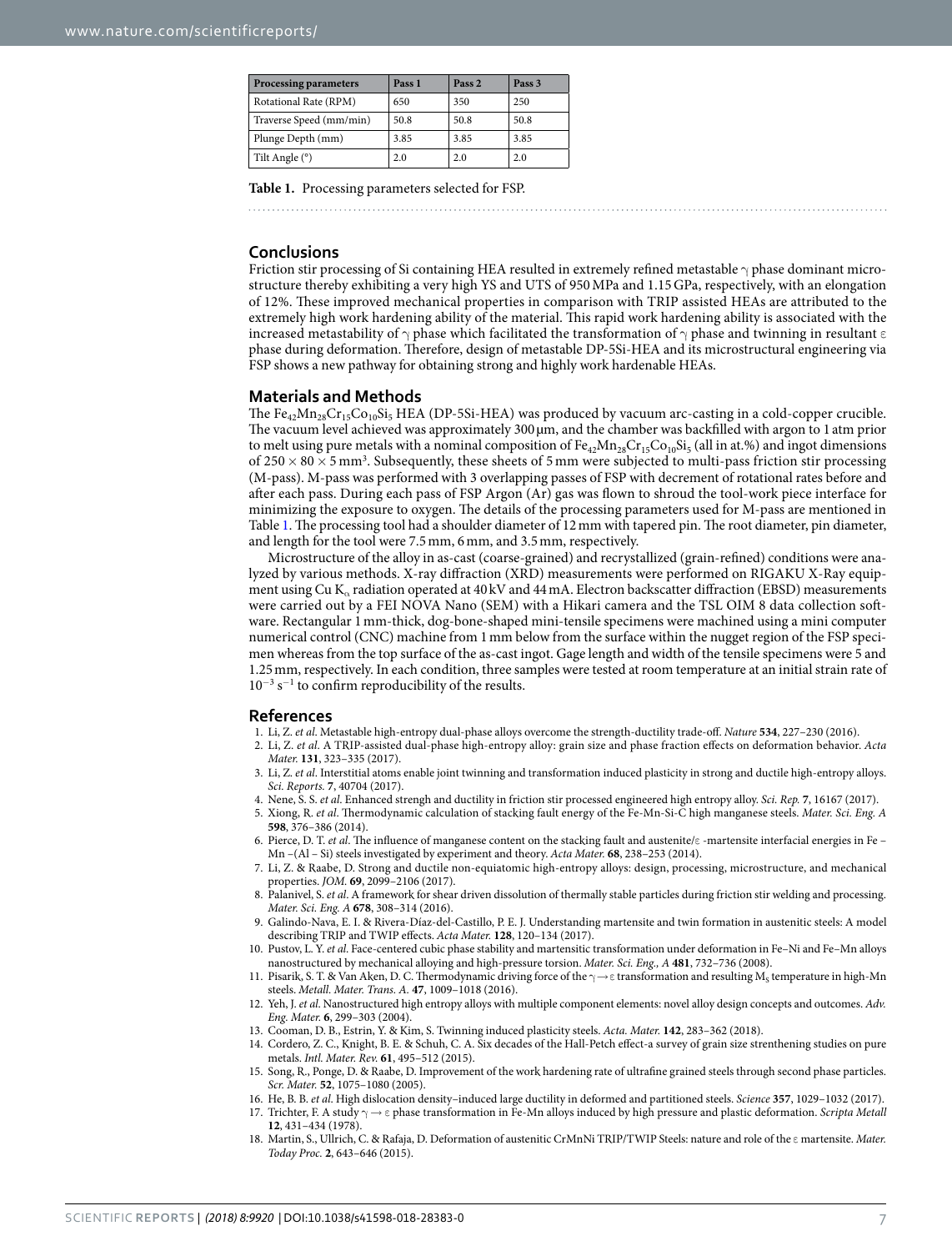| Processing parameters | Pass 1 | Pass 2 | Pass 3 |
|---|---|---|---|
| Rotational Rate (RPM) | 650 | 350 | 250 |
| Traverse Speed (mm/min) | 50.8 | 50.8 | 50.8 |
| Plunge Depth (mm) | 3.85 | 3.85 | 3.85 |
| Tilt Angle (°) | 2.0 | 2.0 | 2.0 |

**Table 1.** Processing parameters selected for FSP.

## Conclusions

Friction stir processing of Si containing HEA resulted in extremely refined metastable γ phase dominant microstructure thereby exhibiting a very high YS and UTS of 950 MPa and 1.15 GPa, respectively, with an elongation of 12%. These improved mechanical properties in comparison with TRIP assisted HEAs are attributed to the extremely high work hardening ability of the material. This rapid work hardening ability is associated with the increased metastability of γ phase which facilitated the transformation of γ phase and twinning in resultant ε phase during deformation. Therefore, design of metastable DP-5Si-HEA and its microstructural engineering via FSP shows a new pathway for obtaining strong and highly work hardenable HEAs.

## Materials and Methods

The $Fe_{42}Mn_{28}Cr_{15}Co_{10}Si_5$ HEA (DP-5Si-HEA) was produced by vacuum arc-casting in a cold-copper crucible. The vacuum level achieved was approximately 300 μm, and the chamber was backfilled with argon to 1 atm prior to melt using pure metals with a nominal composition of $Fe_{42}Mn_{28}Cr_{15}Co_{10}Si_5$ (all in at.%) and ingot dimensions of $250 \times 80 \times 5\,mm^3$. Subsequently, these sheets of 5 mm were subjected to multi-pass friction stir processing (M-pass). M-pass was performed with 3 overlapping passes of FSP with decrement of rotational rates before and after each pass. During each pass of FSP Argon (Ar) gas was flown to shroud the tool-work piece interface for minimizing the exposure to oxygen. The details of the processing parameters used for M-pass are mentioned in Table 1. The processing tool had a shoulder diameter of 12 mm with tapered pin. The root diameter, pin diameter, and length for the tool were 7.5 mm, 6 mm, and 3.5 mm, respectively.

Microstructure of the alloy in as-cast (coarse-grained) and recrystallized (grain-refined) conditions were analyzed by various methods. X-ray diffraction (XRD) measurements were performed on RIGAKU X-Ray equipment using Cu $K_\alpha$ radiation operated at 40 kV and 44 mA. Electron backscatter diffraction (EBSD) measurements were carried out by a FEI NOVA Nano (SEM) with a Hikari camera and the TSL OIM 8 data collection software. Rectangular 1 mm-thick, dog-bone-shaped mini-tensile specimens were machined using a mini computer numerical control (CNC) machine from 1 mm below from the surface within the nugget region of the FSP specimen whereas from the top surface of the as-cast ingot. Gage length and width of the tensile specimens were 5 and 1.25 mm, respectively. In each condition, three samples were tested at room temperature at an initial strain rate of $10^{-3}\,s^{-1}$ to confirm reproducibility of the results.

## References

1. Li, Z. *et al*. Metastable high-entropy dual-phase alloys overcome the strength-ductility trade-off. *Nature* **534**, 227–230 (2016).
2. Li, Z. *et al*. A TRIP-assisted dual-phase high-entropy alloy: grain size and phase fraction effects on deformation behavior. *Acta Mater.* **131**, 323–335 (2017).
3. Li, Z. *et al*. Interstitial atoms enable joint twinning and transformation induced plasticity in strong and ductile high-entropy alloys. *Sci. Reports.* **7**, 40704 (2017).
4. Nene, S. S. *et al*. Enhanced strengh and ductility in friction stir processed engineered high entropy alloy. *Sci. Rep.* **7**, 16167 (2017).
5. Xiong, R. *et al*. Thermodynamic calculation of stacking fault energy of the Fe-Mn-Si-C high manganese steels. *Mater. Sci. Eng. A* **598**, 376–386 (2014).
6. Pierce, D. T. *et al*. The influence of manganese content on the stacking fault and austenite/ε -martensite interfacial energies in Fe – Mn –(Al – Si) steels investigated by experiment and theory. *Acta Mater.* **68**, 238–253 (2014).
7. Li, Z. & Raabe, D. Strong and ductile non-equiatomic high-entropy alloys: design, processing, microstructure, and mechanical properties. *JOM.* **69**, 2099–2106 (2017).
8. Palanivel, S. *et al*. A framework for shear driven dissolution of thermally stable particles during friction stir welding and processing. *Mater. Sci. Eng. A* **678**, 308–314 (2016).
9. Galindo-Nava, E. I. & Rivera-Díaz-del-Castillo, P. E. J. Understanding martensite and twin formation in austenitic steels: A model describing TRIP and TWIP effects. *Acta Mater.* **128**, 120–134 (2017).
10. Pustov, L. Y. *et al*. Face-centered cubic phase stability and martensitic transformation under deformation in Fe–Ni and Fe–Mn alloys nanostructured by mechanical alloying and high-pressure torsion. *Mater. Sci. Eng., A* **481**, 732–736 (2008).
11. Pisarik, S. T. & Van Aken, D. C. Thermodynamic driving force of the γ→ε transformation and resulting $M_s$ temperature in high-Mn steels. *Metall. Mater. Trans. A.* **47**, 1009–1018 (2016).
12. Yeh, J. *et al*. Nanostructured high entropy alloys with multiple component elements: novel alloy design concepts and outcomes. *Adv. Eng. Mater.* **6**, 299–303 (2004).
13. Cooman, D. B., Estrin, Y. & Kim, S. Twinning induced plasticity steels. *Acta. Mater.* **142**, 283–362 (2018).
14. Cordero, Z. C., Knight, B. E. & Schuh, C. A. Six decades of the Hall-Petch effect-a survey of grain size strenthening studies on pure metals. *Intl. Mater. Rev.* **61**, 495–512 (2015).
15. Song, R., Ponge, D. & Raabe, D. Improvement of the work hardening rate of ultrafine grained steels through second phase particles. *Scr. Mater.* **52**, 1075–1080 (2005).
16. He, B. B. *et al*. High dislocation density–induced large ductility in deformed and partitioned steels. *Science* **357**, 1029–1032 (2017).
17. Trichter, F. A study γ → ε phase transformation in Fe-Mn alloys induced by high pressure and plastic deformation. *Scripta Metall* **12**, 431–434 (1978).
18. Martin, S., Ullrich, C. & Rafaja, D. Deformation of austenitic CrMnNi TRIP/TWIP Steels: nature and role of the ε martensite. *Mater. Today Proc.* **2**, 643–646 (2015).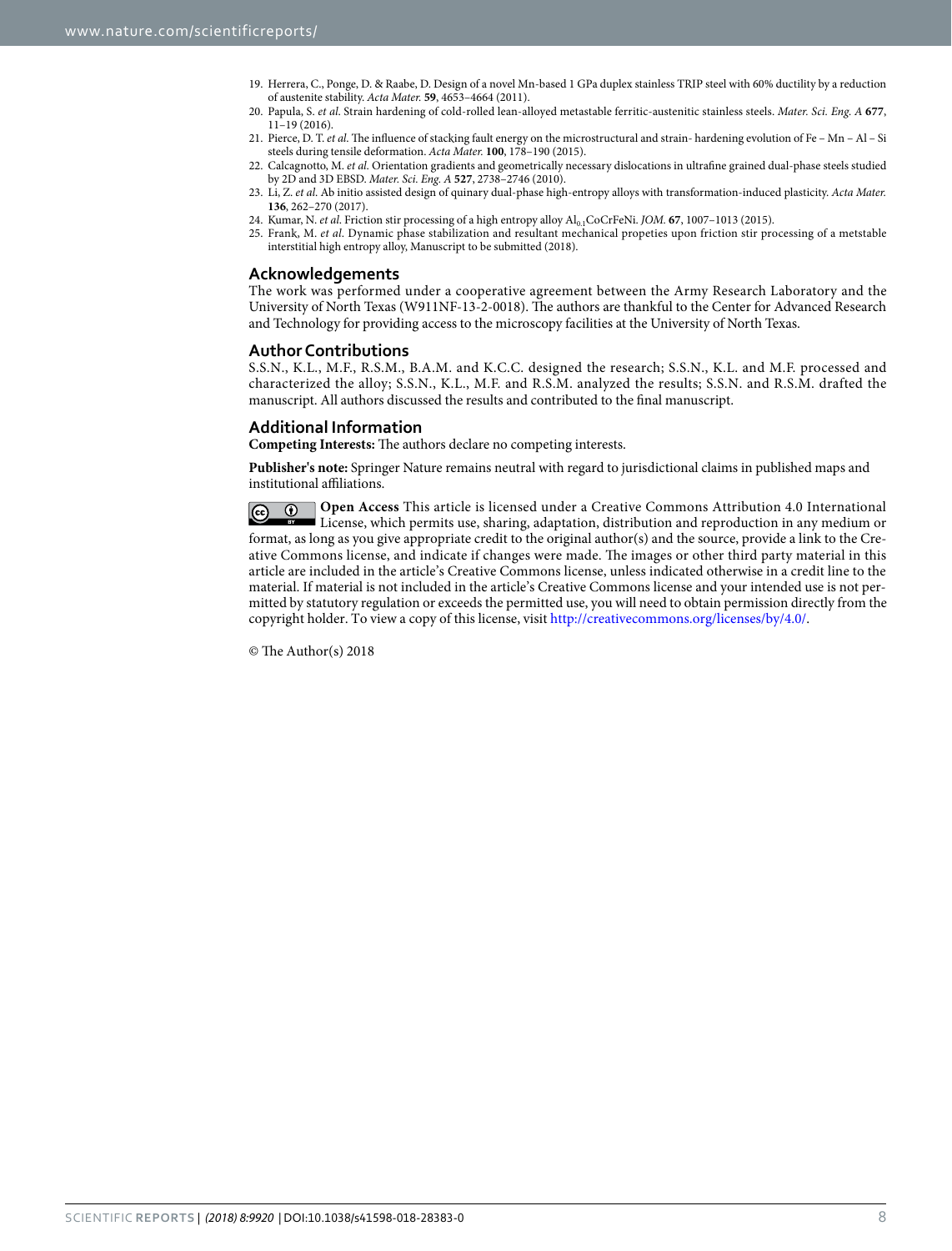19. Herrera, C., Ponge, D. & Raabe, D. Design of a novel Mn-based 1 GPa duplex stainless TRIP steel with 60% ductility by a reduction of austenite stability. *Acta Mater.* **59**, 4653–4664 (2011).
20. Papula, S. *et al*. Strain hardening of cold-rolled lean-alloyed metastable ferritic-austenitic stainless steels. *Mater. Sci. Eng. A* **677**, 11–19 (2016).
21. Pierce, D. T. *et al*. The influence of stacking fault energy on the microstructural and strain- hardening evolution of Fe – Mn – Al – Si steels during tensile deformation. *Acta Mater.* **100**, 178–190 (2015).
22. Calcagnotto, M. *et al*. Orientation gradients and geometrically necessary dislocations in ultrafine grained dual-phase steels studied by 2D and 3D EBSD. *Mater. Sci. Eng. A* **527**, 2738–2746 (2010).
23. Li, Z. *et al*. Ab initio assisted design of quinary dual-phase high-entropy alloys with transformation-induced plasticity. *Acta Mater.* **136**, 262–270 (2017).
24. Kumar, N. *et al*. Friction stir processing of a high entropy alloy $Al_{0.1}CoCrFeNi$. *JOM.* **67**, 1007–1013 (2015).
25. Frank, M. *et al*. Dynamic phase stabilization and resultant mechanical propeties upon friction stir processing of a metstable interstitial high entropy alloy, Manuscript to be submitted (2018).

## Acknowledgements

The work was performed under a cooperative agreement between the Army Research Laboratory and the University of North Texas (W911NF-13-2-0018). The authors are thankful to the Center for Advanced Research and Technology for providing access to the microscopy facilities at the University of North Texas.

## Author Contributions

S.S.N., K.L., M.F., R.S.M., B.A.M. and K.C.C. designed the research; S.S.N., K.L. and M.F. processed and characterized the alloy; S.S.N., K.L., M.F. and R.S.M. analyzed the results; S.S.N. and R.S.M. drafted the manuscript. All authors discussed the results and contributed to the final manuscript.

## Additional Information

**Competing Interests:** The authors declare no competing interests.

**Publisher's note:** Springer Nature remains neutral with regard to jurisdictional claims in published maps and institutional affiliations.

**Open Access** This article is licensed under a Creative Commons Attribution 4.0 International License, which permits use, sharing, adaptation, distribution and reproduction in any medium or format, as long as you give appropriate credit to the original author(s) and the source, provide a link to the Creative Commons license, and indicate if changes were made. The images or other third party material in this article are included in the article's Creative Commons license, unless indicated otherwise in a credit line to the material. If material is not included in the article's Creative Commons license and your intended use is not permitted by statutory regulation or exceeds the permitted use, you will need to obtain permission directly from the copyright holder. To view a copy of this license, visit http://creativecommons.org/licenses/by/4.0/.

© The Author(s) 2018